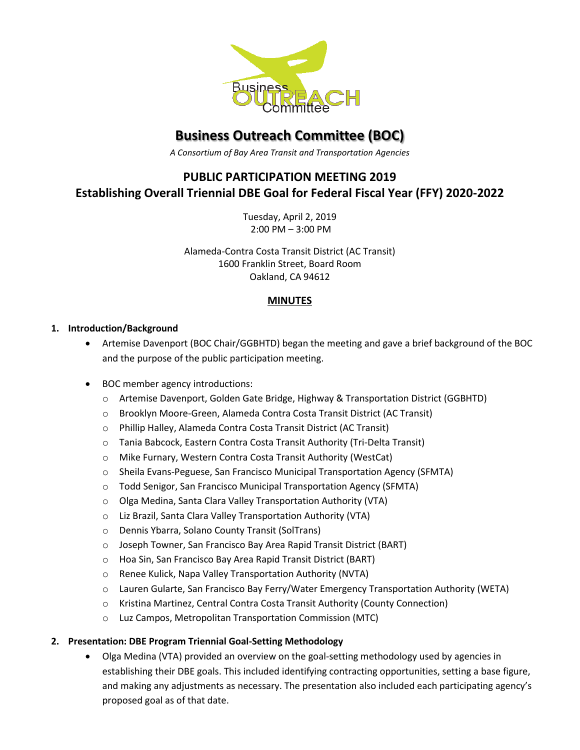# Business Outreach Committee (BOC)

*A Consortium of Bay Area Transit and Transportation Agencies*

## PUBLIC PARTICIPATION MEETING 2019
## Establishing Overall Triennial DBE Goal for Federal Fiscal Year (FFY) 2020-2022

Tuesday, April 2, 2019
2:00 PM – 3:00 PM

Alameda-Contra Costa Transit District (AC Transit)
1600 Franklin Street, Board Room
Oakland, CA 94612

**MINUTES**

### 1. Introduction/Background

- Artemise Davenport (BOC Chair/GGBHTD) began the meeting and gave a brief background of the BOC and the purpose of the public participation meeting.
- BOC member agency introductions:
  - Artemise Davenport, Golden Gate Bridge, Highway & Transportation District (GGBHTD)
  - Brooklyn Moore-Green, Alameda Contra Costa Transit District (AC Transit)
  - Phillip Halley, Alameda Contra Costa Transit District (AC Transit)
  - Tania Babcock, Eastern Contra Costa Transit Authority (Tri-Delta Transit)
  - Mike Furnary, Western Contra Costa Transit Authority (WestCat)
  - Sheila Evans-Peguese, San Francisco Municipal Transportation Agency (SFMTA)
  - Todd Senigor, San Francisco Municipal Transportation Agency (SFMTA)
  - Olga Medina, Santa Clara Valley Transportation Authority (VTA)
  - Liz Brazil, Santa Clara Valley Transportation Authority (VTA)
  - Dennis Ybarra, Solano County Transit (SolTrans)
  - Joseph Towner, San Francisco Bay Area Rapid Transit District (BART)
  - Hoa Sin, San Francisco Bay Area Rapid Transit District (BART)
  - Renee Kulick, Napa Valley Transportation Authority (NVTA)
  - Lauren Gularte, San Francisco Bay Ferry/Water Emergency Transportation Authority (WETA)
  - Kristina Martinez, Central Contra Costa Transit Authority (County Connection)
  - Luz Campos, Metropolitan Transportation Commission (MTC)

### 2. Presentation: DBE Program Triennial Goal-Setting Methodology

- Olga Medina (VTA) provided an overview on the goal-setting methodology used by agencies in establishing their DBE goals. This included identifying contracting opportunities, setting a base figure, and making any adjustments as necessary. The presentation also included each participating agency's proposed goal as of that date.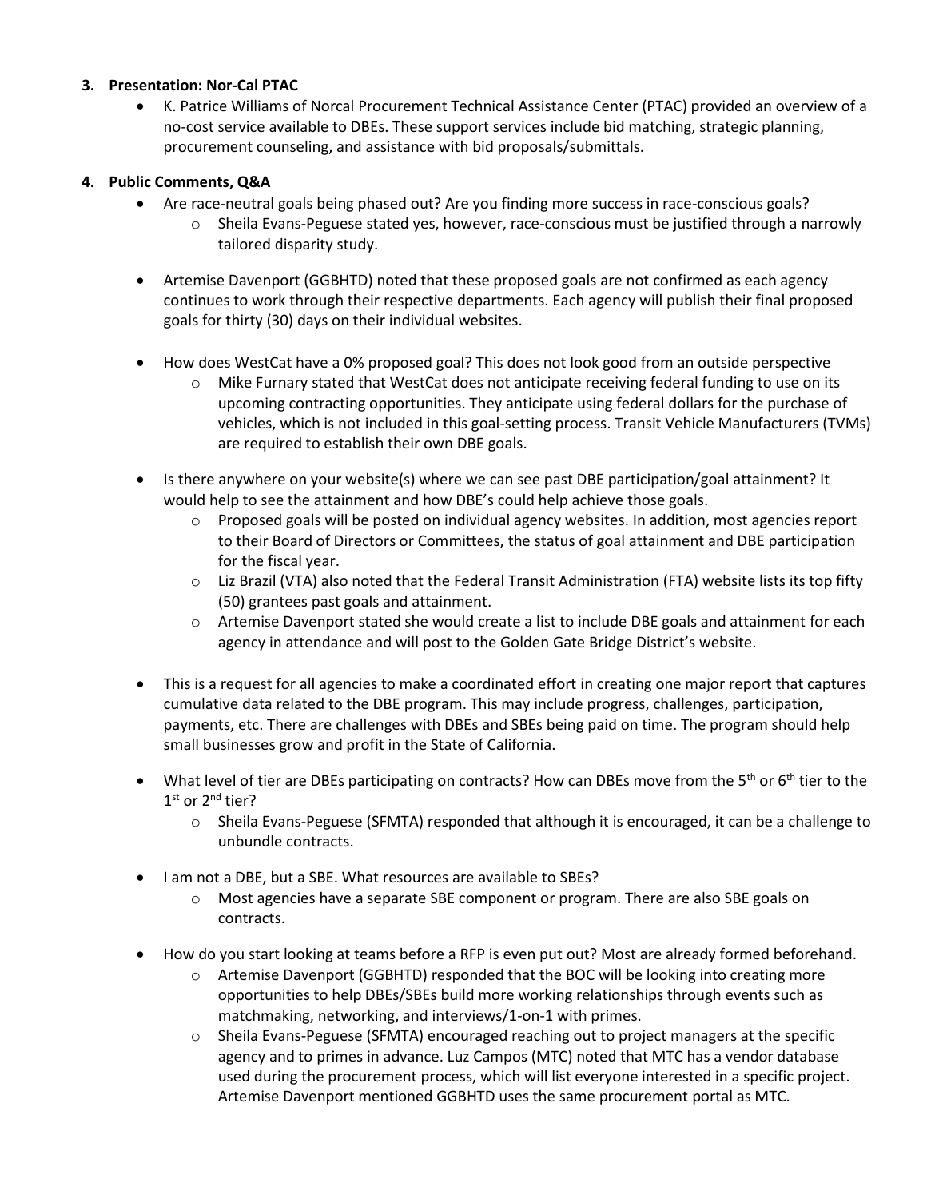3. **Presentation: Nor-Cal PTAC**
    - K. Patrice Williams of Norcal Procurement Technical Assistance Center (PTAC) provided an overview of a no-cost service available to DBEs. These support services include bid matching, strategic planning, procurement counseling, and assistance with bid proposals/submittals.

4. **Public Comments, Q&A**
    - Are race-neutral goals being phased out? Are you finding more success in race-conscious goals?
        - Sheila Evans-Peguese stated yes, however, race-conscious must be justified through a narrowly tailored disparity study.
    - Artemise Davenport (GGBHTD) noted that these proposed goals are not confirmed as each agency continues to work through their respective departments. Each agency will publish their final proposed goals for thirty (30) days on their individual websites.
    - How does WestCat have a 0% proposed goal? This does not look good from an outside perspective
        - Mike Furnary stated that WestCat does not anticipate receiving federal funding to use on its upcoming contracting opportunities. They anticipate using federal dollars for the purchase of vehicles, which is not included in this goal-setting process. Transit Vehicle Manufacturers (TVMs) are required to establish their own DBE goals.
    - Is there anywhere on your website(s) where we can see past DBE participation/goal attainment? It would help to see the attainment and how DBE's could help achieve those goals.
        - Proposed goals will be posted on individual agency websites. In addition, most agencies report to their Board of Directors or Committees, the status of goal attainment and DBE participation for the fiscal year.
        - Liz Brazil (VTA) also noted that the Federal Transit Administration (FTA) website lists its top fifty (50) grantees past goals and attainment.
        - Artemise Davenport stated she would create a list to include DBE goals and attainment for each agency in attendance and will post to the Golden Gate Bridge District's website.
    - This is a request for all agencies to make a coordinated effort in creating one major report that captures cumulative data related to the DBE program. This may include progress, challenges, participation, payments, etc. There are challenges with DBEs and SBEs being paid on time. The program should help small businesses grow and profit in the State of California.
    - What level of tier are DBEs participating on contracts? How can DBEs move from the 5th or 6th tier to the 1st or 2nd tier?
        - Sheila Evans-Peguese (SFMTA) responded that although it is encouraged, it can be a challenge to unbundle contracts.
    - I am not a DBE, but a SBE. What resources are available to SBEs?
        - Most agencies have a separate SBE component or program. There are also SBE goals on contracts.
    - How do you start looking at teams before a RFP is even put out? Most are already formed beforehand.
        - Artemise Davenport (GGBHTD) responded that the BOC will be looking into creating more opportunities to help DBEs/SBEs build more working relationships through events such as matchmaking, networking, and interviews/1-on-1 with primes.
        - Sheila Evans-Peguese (SFMTA) encouraged reaching out to project managers at the specific agency and to primes in advance. Luz Campos (MTC) noted that MTC has a vendor database used during the procurement process, which will list everyone interested in a specific project. Artemise Davenport mentioned GGBHTD uses the same procurement portal as MTC.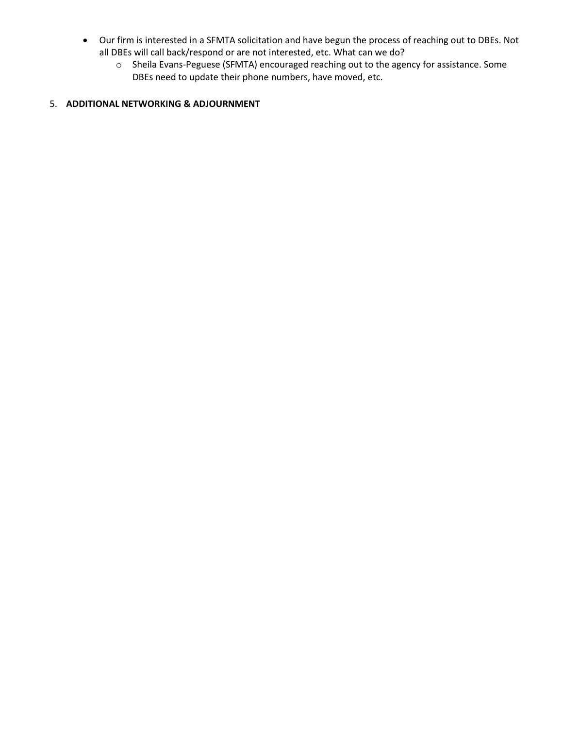- Our firm is interested in a SFMTA solicitation and have begun the process of reaching out to DBEs. Not all DBEs will call back/respond or are not interested, etc. What can we do?
    - Sheila Evans-Peguese (SFMTA) encouraged reaching out to the agency for assistance. Some DBEs need to update their phone numbers, have moved, etc.

5. **ADDITIONAL NETWORKING & ADJOURNMENT**